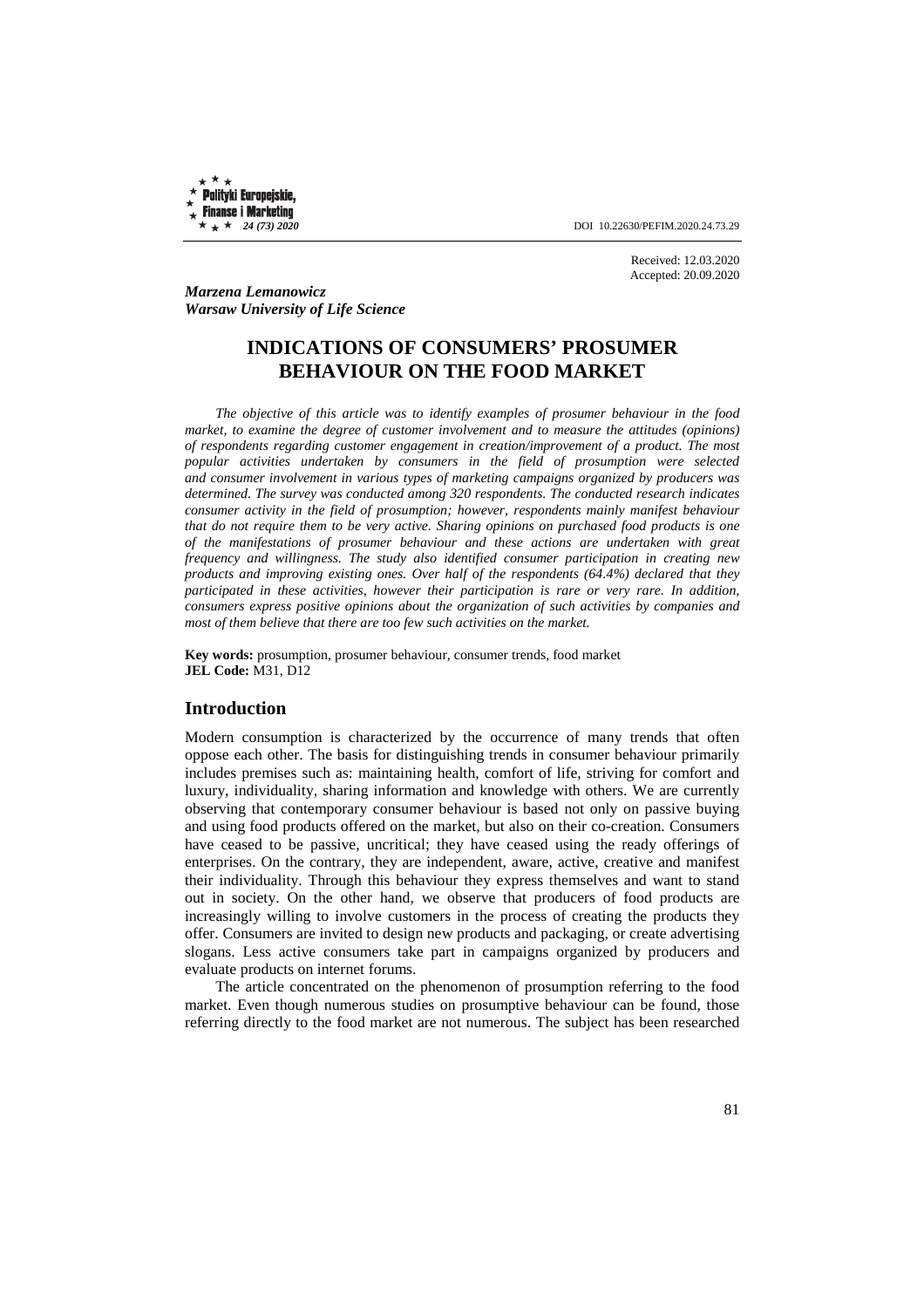DOI 10.22630/PEFIM.2020.24.73.29

Received: 12.03.2020
Accepted: 20.09.2020

***Marzena Lemanowicz***
***Warsaw University of Life Science***

# INDICATIONS OF CONSUMERS' PROSUMER BEHAVIOUR ON THE FOOD MARKET

*The objective of this article was to identify examples of prosumer behaviour in the food market, to examine the degree of customer involvement and to measure the attitudes (opinions) of respondents regarding customer engagement in creation/improvement of a product. The most popular activities undertaken by consumers in the field of prosumption were selected and consumer involvement in various types of marketing campaigns organized by producers was determined. The survey was conducted among 320 respondents. The conducted research indicates consumer activity in the field of prosumption; however, respondents mainly manifest behaviour that do not require them to be very active. Sharing opinions on purchased food products is one of the manifestations of prosumer behaviour and these actions are undertaken with great frequency and willingness. The study also identified consumer participation in creating new products and improving existing ones. Over half of the respondents (64.4%) declared that they participated in these activities, however their participation is rare or very rare. In addition, consumers express positive opinions about the organization of such activities by companies and most of them believe that there are too few such activities on the market.*

**Key words:** prosumption, prosumer behaviour, consumer trends, food market
**JEL Code:** M31, D12

## Introduction

Modern consumption is characterized by the occurrence of many trends that often oppose each other. The basis for distinguishing trends in consumer behaviour primarily includes premises such as: maintaining health, comfort of life, striving for comfort and luxury, individuality, sharing information and knowledge with others. We are currently observing that contemporary consumer behaviour is based not only on passive buying and using food products offered on the market, but also on their co-creation. Consumers have ceased to be passive, uncritical; they have ceased using the ready offerings of enterprises. On the contrary, they are independent, aware, active, creative and manifest their individuality. Through this behaviour they express themselves and want to stand out in society. On the other hand, we observe that producers of food products are increasingly willing to involve customers in the process of creating the products they offer. Consumers are invited to design new products and packaging, or create advertising slogans. Less active consumers take part in campaigns organized by producers and evaluate products on internet forums.

The article concentrated on the phenomenon of prosumption referring to the food market. Even though numerous studies on prosumptive behaviour can be found, those referring directly to the food market are not numerous. The subject has been researched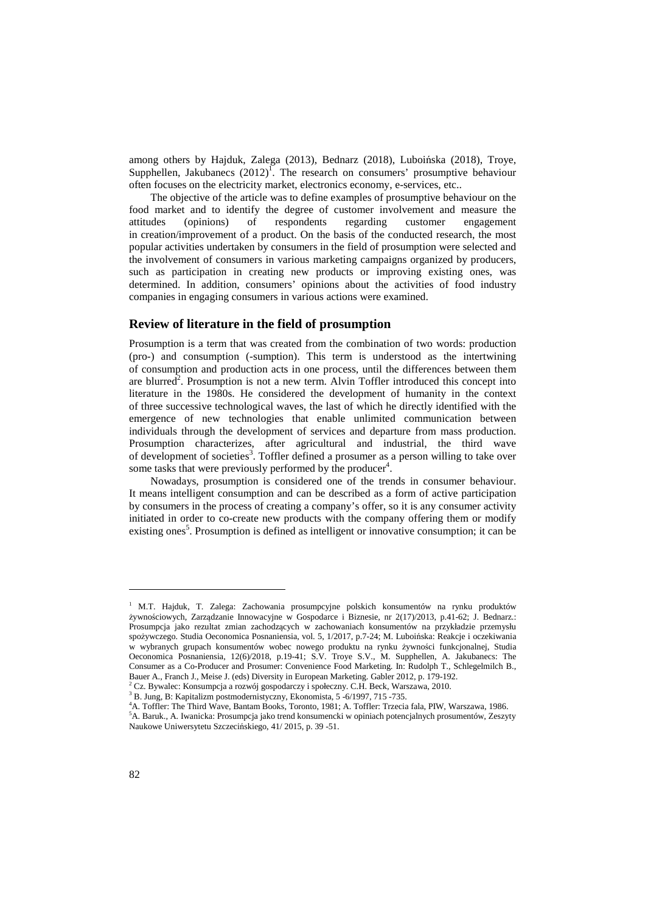among others by Hajduk, Zalega (2013), Bednarz (2018), Luboińska (2018), Troye, Supphellen, Jakubanecs (2012)[1]. The research on consumers' prosumptive behaviour often focuses on the electricity market, electronics economy, e-services, etc..

The objective of the article was to define examples of prosumptive behaviour on the food market and to identify the degree of customer involvement and measure the attitudes (opinions) of respondents regarding customer engagement in creation/improvement of a product. On the basis of the conducted research, the most popular activities undertaken by consumers in the field of prosumption were selected and the involvement of consumers in various marketing campaigns organized by producers, such as participation in creating new products or improving existing ones, was determined. In addition, consumers' opinions about the activities of food industry companies in engaging consumers in various actions were examined.

## Review of literature in the field of prosumption

Prosumption is a term that was created from the combination of two words: production (pro-) and consumption (-sumption). This term is understood as the intertwining of consumption and production acts in one process, until the differences between them are blurred[2]. Prosumption is not a new term. Alvin Toffler introduced this concept into literature in the 1980s. He considered the development of humanity in the context of three successive technological waves, the last of which he directly identified with the emergence of new technologies that enable unlimited communication between individuals through the development of services and departure from mass production. Prosumption characterizes, after agricultural and industrial, the third wave of development of societies[3]. Toffler defined a prosumer as a person willing to take over some tasks that were previously performed by the producer[4].

Nowadays, prosumption is considered one of the trends in consumer behaviour. It means intelligent consumption and can be described as a form of active participation by consumers in the process of creating a company's offer, so it is any consumer activity initiated in order to co-create new products with the company offering them or modify existing ones[5]. Prosumption is defined as intelligent or innovative consumption; it can be

---

[1] M.T. Hajduk, T. Zalega: Zachowania prosumpcyjne polskich konsumentów na rynku produktów żywnościowych, Zarządzanie Innowacyjne w Gospodarce i Biznesie, nr 2(17)/2013, p.41-62; J. Bednarz.: Prosumpcja jako rezultat zmian zachodzących w zachowaniach konsumentów na przykładzie przemysłu spożywczego. Studia Oeconomica Posnaniensia, vol. 5, 1/2017, p.7-24; M. Luboińska: Reakcje i oczekiwania w wybranych grupach konsumentów wobec nowego produktu na rynku żywności funkcjonalnej, Studia Oeconomica Posnaniensia, 12(6)/2018, p.19-41; S.V. Troye S.V., M. Supphellen, A. Jakubanecs: The Consumer as a Co-Producer and Prosumer: Convenience Food Marketing. In: Rudolph T., Schlegelmilch B., Bauer A., Franch J., Meise J. (eds) Diversity in European Marketing. Gabler 2012, p. 179-192.

[2] Cz. Bywalec: Konsumpcja a rozwój gospodarczy i społeczny. C.H. Beck, Warszawa, 2010.

[3] B. Jung, B: Kapitalizm postmodernistyczny, Ekonomista, 5 -6/1997, 715 -735.

[4] A. Toffler: The Third Wave, Bantam Books, Toronto, 1981; A. Toffler: Trzecia fala, PIW, Warszawa, 1986.

[5] A. Baruk., A. Iwanicka: Prosumpcja jako trend konsumencki w opiniach potencjalnych prosumentów, Zeszyty Naukowe Uniwersytetu Szczecińskiego, 41/ 2015, p. 39 -51.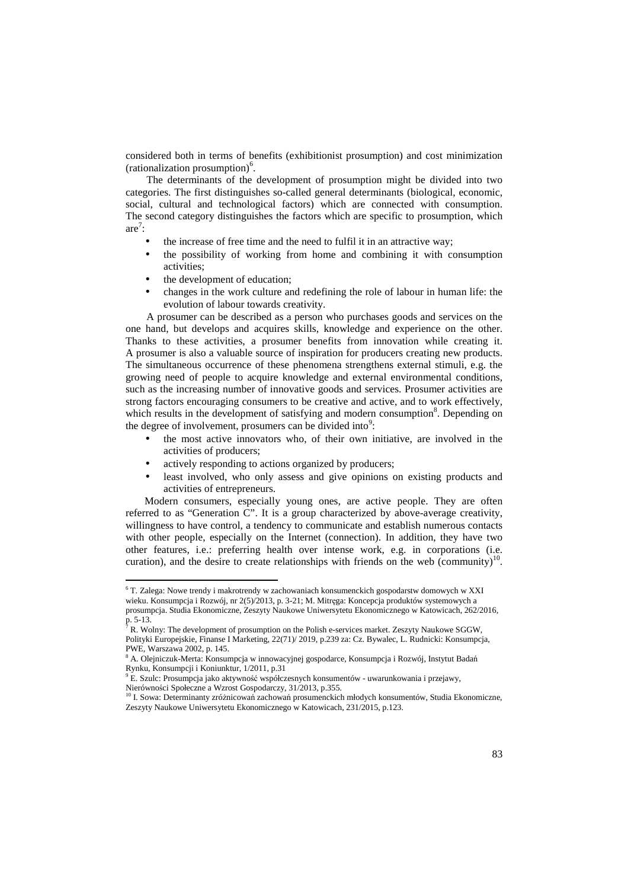considered both in terms of benefits (exhibitionist prosumption) and cost minimization (rationalization prosumption)[6].

The determinants of the development of prosumption might be divided into two categories. The first distinguishes so-called general determinants (biological, economic, social, cultural and technological factors) which are connected with consumption. The second category distinguishes the factors which are specific to prosumption, which are[7]:

- the increase of free time and the need to fulfil it in an attractive way;
- the possibility of working from home and combining it with consumption activities;
- the development of education;
- changes in the work culture and redefining the role of labour in human life: the evolution of labour towards creativity.

A prosumer can be described as a person who purchases goods and services on the one hand, but develops and acquires skills, knowledge and experience on the other. Thanks to these activities, a prosumer benefits from innovation while creating it. A prosumer is also a valuable source of inspiration for producers creating new products. The simultaneous occurrence of these phenomena strengthens external stimuli, e.g. the growing need of people to acquire knowledge and external environmental conditions, such as the increasing number of innovative goods and services. Prosumer activities are strong factors encouraging consumers to be creative and active, and to work effectively, which results in the development of satisfying and modern consumption[8]. Depending on the degree of involvement, prosumers can be divided into[9]:

- the most active innovators who, of their own initiative, are involved in the activities of producers;
- actively responding to actions organized by producers;
- least involved, who only assess and give opinions on existing products and activities of entrepreneurs.

Modern consumers, especially young ones, are active people. They are often referred to as "Generation C". It is a group characterized by above-average creativity, willingness to have control, a tendency to communicate and establish numerous contacts with other people, especially on the Internet (connection). In addition, they have two other features, i.e.: preferring health over intense work, e.g. in corporations (i.e. curation), and the desire to create relationships with friends on the web (community)[10].

---

[6] T. Zalega: Nowe trendy i makrotrendy w zachowaniach konsumenckich gospodarstw domowych w XXI wieku. Konsumpcja i Rozwój, nr 2(5)/2013, p. 3-21; M. Mitręga: Koncepcja produktów systemowych a prosumpcja. Studia Ekonomiczne, Zeszyty Naukowe Uniwersytetu Ekonomicznego w Katowicach, 262/2016, p. 5-13.

[7] R. Wolny: The development of prosumption on the Polish e-services market. Zeszyty Naukowe SGGW, Polityki Europejskie, Finanse I Marketing, 22(71)/ 2019, p.239 za: Cz. Bywalec, L. Rudnicki: Konsumpcja, PWE, Warszawa 2002, p. 145.

[8] A. Olejniczuk-Merta: Konsumpcja w innowacyjnej gospodarce, Konsumpcja i Rozwój, Instytut Badań Rynku, Konsumpcji i Koniunktur, 1/2011, p.31

[9] E. Szulc: Prosumpcja jako aktywność współczesnych konsumentów - uwarunkowania i przejawy, Nierówności Społeczne a Wzrost Gospodarczy, 31/2013, p.355.

[10] I. Sowa: Determinanty zróżnicowań zachowań prosumenckich młodych konsumentów, Studia Ekonomiczne, Zeszyty Naukowe Uniwersytetu Ekonomicznego w Katowicach, 231/2015, p.123.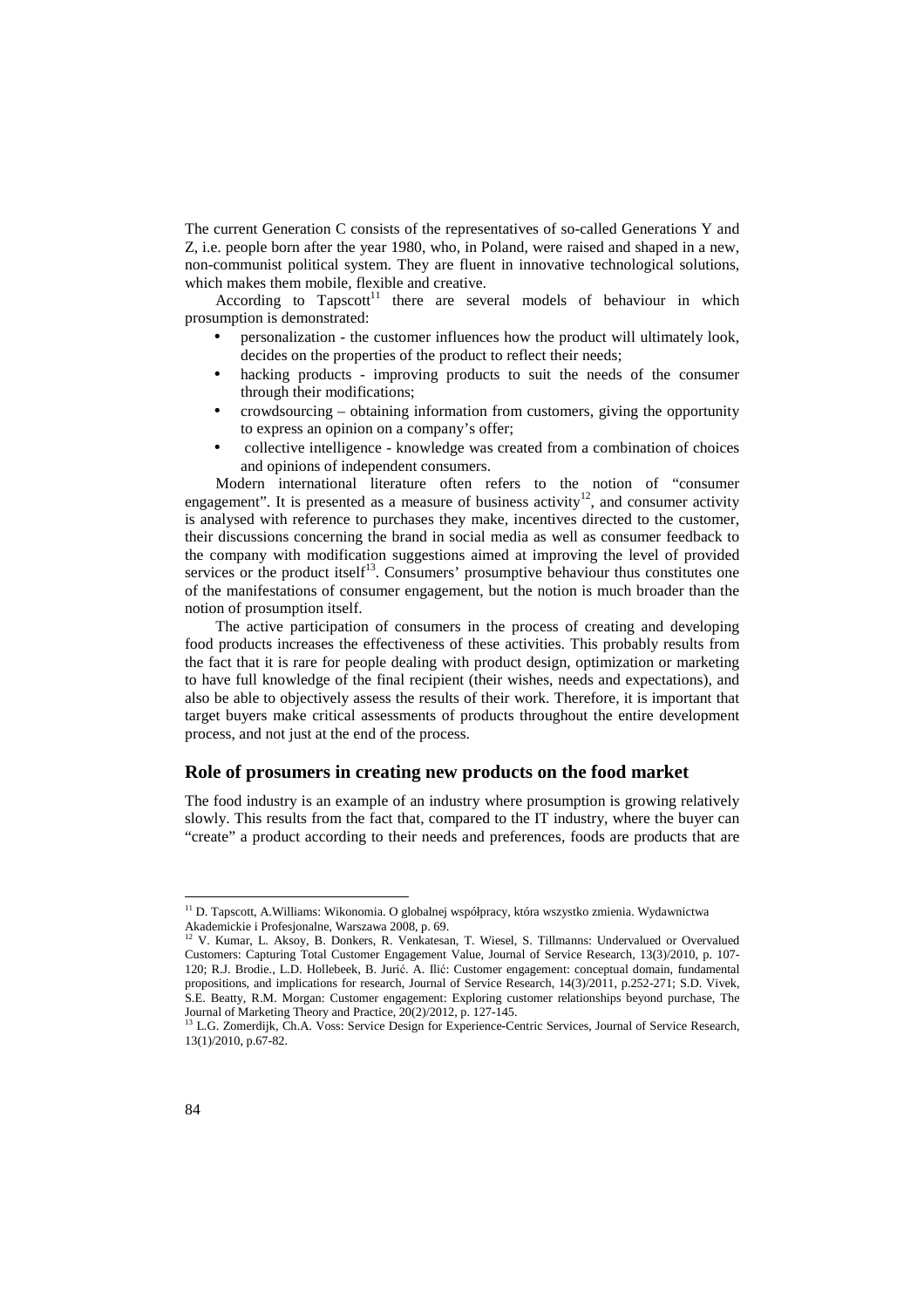The current Generation C consists of the representatives of so-called Generations Y and Z, i.e. people born after the year 1980, who, in Poland, were raised and shaped in a new, non-communist political system. They are fluent in innovative technological solutions, which makes them mobile, flexible and creative.

According to Tapscott[11] there are several models of behaviour in which prosumption is demonstrated:

- personalization - the customer influences how the product will ultimately look, decides on the properties of the product to reflect their needs;
- hacking products - improving products to suit the needs of the consumer through their modifications;
- crowdsourcing – obtaining information from customers, giving the opportunity to express an opinion on a company's offer;
- collective intelligence - knowledge was created from a combination of choices and opinions of independent consumers.

Modern international literature often refers to the notion of "consumer engagement". It is presented as a measure of business activity[12], and consumer activity is analysed with reference to purchases they make, incentives directed to the customer, their discussions concerning the brand in social media as well as consumer feedback to the company with modification suggestions aimed at improving the level of provided services or the product itself[13]. Consumers' prosumptive behaviour thus constitutes one of the manifestations of consumer engagement, but the notion is much broader than the notion of prosumption itself.

The active participation of consumers in the process of creating and developing food products increases the effectiveness of these activities. This probably results from the fact that it is rare for people dealing with product design, optimization or marketing to have full knowledge of the final recipient (their wishes, needs and expectations), and also be able to objectively assess the results of their work. Therefore, it is important that target buyers make critical assessments of products throughout the entire development process, and not just at the end of the process.

## Role of prosumers in creating new products on the food market

The food industry is an example of an industry where prosumption is growing relatively slowly. This results from the fact that, compared to the IT industry, where the buyer can "create" a product according to their needs and preferences, foods are products that are

---

[11] D. Tapscott, A.Williams: Wikonomia. O globalnej współpracy, która wszystko zmienia. Wydawnictwa Akademickie i Profesjonalne, Warszawa 2008, p. 69.

[12] V. Kumar, L. Aksoy, B. Donkers, R. Venkatesan, T. Wiesel, S. Tillmanns: Undervalued or Overvalued Customers: Capturing Total Customer Engagement Value, Journal of Service Research, 13(3)/2010, p. 107-120; R.J. Brodie., L.D. Hollebeek, B. Jurić. A. Ilić: Customer engagement: conceptual domain, fundamental propositions, and implications for research, Journal of Service Research, 14(3)/2011, p.252-271; S.D. Vivek, S.E. Beatty, R.M. Morgan: Customer engagement: Exploring customer relationships beyond purchase, The Journal of Marketing Theory and Practice, 20(2)/2012, p. 127-145.

[13] L.G. Zomerdijk, Ch.A. Voss: Service Design for Experience-Centric Services, Journal of Service Research, 13(1)/2010, p.67-82.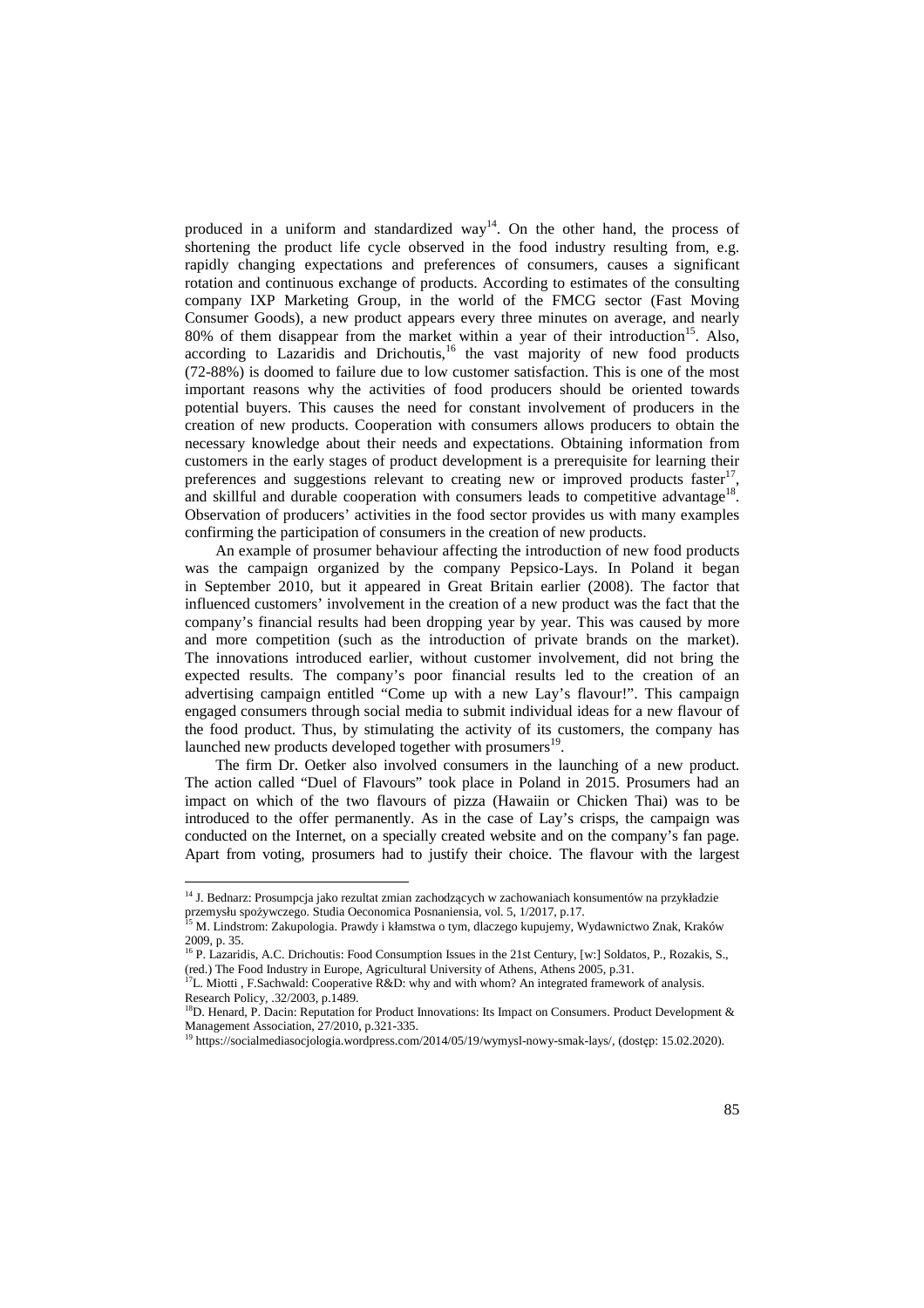produced in a uniform and standardized way[14]. On the other hand, the process of shortening the product life cycle observed in the food industry resulting from, e.g. rapidly changing expectations and preferences of consumers, causes a significant rotation and continuous exchange of products. According to estimates of the consulting company IXP Marketing Group, in the world of the FMCG sector (Fast Moving Consumer Goods), a new product appears every three minutes on average, and nearly 80% of them disappear from the market within a year of their introduction[15]. Also, according to Lazaridis and Drichoutis,[16] the vast majority of new food products (72-88%) is doomed to failure due to low customer satisfaction. This is one of the most important reasons why the activities of food producers should be oriented towards potential buyers. This causes the need for constant involvement of producers in the creation of new products. Cooperation with consumers allows producers to obtain the necessary knowledge about their needs and expectations. Obtaining information from customers in the early stages of product development is a prerequisite for learning their preferences and suggestions relevant to creating new or improved products faster[17], and skillful and durable cooperation with consumers leads to competitive advantage[18]. Observation of producers' activities in the food sector provides us with many examples confirming the participation of consumers in the creation of new products.

An example of prosumer behaviour affecting the introduction of new food products was the campaign organized by the company Pepsico-Lays. In Poland it began in September 2010, but it appeared in Great Britain earlier (2008). The factor that influenced customers' involvement in the creation of a new product was the fact that the company's financial results had been dropping year by year. This was caused by more and more competition (such as the introduction of private brands on the market). The innovations introduced earlier, without customer involvement, did not bring the expected results. The company's poor financial results led to the creation of an advertising campaign entitled "Come up with a new Lay's flavour!". This campaign engaged consumers through social media to submit individual ideas for a new flavour of the food product. Thus, by stimulating the activity of its customers, the company has launched new products developed together with prosumers[19].

The firm Dr. Oetker also involved consumers in the launching of a new product. The action called "Duel of Flavours" took place in Poland in 2015. Prosumers had an impact on which of the two flavours of pizza (Hawaiin or Chicken Thai) was to be introduced to the offer permanently. As in the case of Lay's crisps, the campaign was conducted on the Internet, on a specially created website and on the company's fan page. Apart from voting, prosumers had to justify their choice. The flavour with the largest

---

[14] J. Bednarz: Prosumpcja jako rezultat zmian zachodzących w zachowaniach konsumentów na przykładzie przemysłu spożywczego. Studia Oeconomica Posnaniensia, vol. 5, 1/2017, p.17.

[15] M. Lindstrom: Zakupologia. Prawdy i kłamstwa o tym, dlaczego kupujemy, Wydawnictwo Znak, Kraków 2009, p. 35.

[16] P. Lazaridis, A.C. Drichoutis: Food Consumption Issues in the 21st Century, [w:] Soldatos, P., Rozakis, S., (red.) The Food Industry in Europe, Agricultural University of Athens, Athens 2005, p.31.

[17] L. Miotti , F.Sachwald: Cooperative R&D: why and with whom? An integrated framework of analysis. Research Policy, .32/2003, p.1489.

[18] D. Henard, P. Dacin: Reputation for Product Innovations: Its Impact on Consumers. Product Development & Management Association, 27/2010, p.321-335.

[19] https://socialmediasocjologia.wordpress.com/2014/05/19/wymysl-nowy-smak-lays/, (dostęp: 15.02.2020).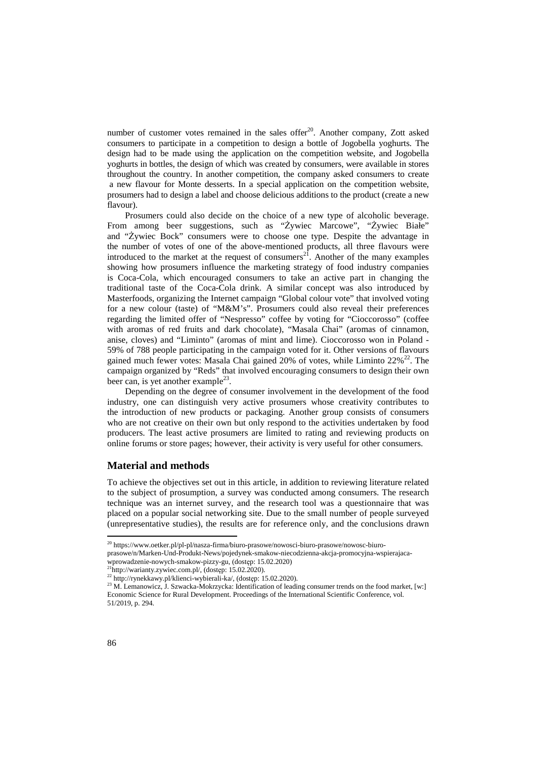number of customer votes remained in the sales offer[20]. Another company, Zott asked consumers to participate in a competition to design a bottle of Jogobella yoghurts. The design had to be made using the application on the competition website, and Jogobella yoghurts in bottles, the design of which was created by consumers, were available in stores throughout the country. In another competition, the company asked consumers to create a new flavour for Monte desserts. In a special application on the competition website, prosumers had to design a label and choose delicious additions to the product (create a new flavour).

Prosumers could also decide on the choice of a new type of alcoholic beverage. From among beer suggestions, such as "Żywiec Marcowe", "Żywiec Białe" and "Żywiec Bock" consumers were to choose one type. Despite the advantage in the number of votes of one of the above-mentioned products, all three flavours were introduced to the market at the request of consumers[21]. Another of the many examples showing how prosumers influence the marketing strategy of food industry companies is Coca-Cola, which encouraged consumers to take an active part in changing the traditional taste of the Coca-Cola drink. A similar concept was also introduced by Masterfoods, organizing the Internet campaign "Global colour vote" that involved voting for a new colour (taste) of "M&M's". Prosumers could also reveal their preferences regarding the limited offer of "Nespresso" coffee by voting for "Cioccorosso" (coffee with aromas of red fruits and dark chocolate), "Masala Chai" (aromas of cinnamon, anise, cloves) and "Liminto" (aromas of mint and lime). Cioccorosso won in Poland - 59% of 788 people participating in the campaign voted for it. Other versions of flavours gained much fewer votes: Masala Chai gained 20% of votes, while Liminto 22%[22]. The campaign organized by "Reds" that involved encouraging consumers to design their own beer can, is yet another example[23].

Depending on the degree of consumer involvement in the development of the food industry, one can distinguish very active prosumers whose creativity contributes to the introduction of new products or packaging. Another group consists of consumers who are not creative on their own but only respond to the activities undertaken by food producers. The least active prosumers are limited to rating and reviewing products on online forums or store pages; however, their activity is very useful for other consumers.

## Material and methods

To achieve the objectives set out in this article, in addition to reviewing literature related to the subject of prosumption, a survey was conducted among consumers. The research technique was an internet survey, and the research tool was a questionnaire that was placed on a popular social networking site. Due to the small number of people surveyed (unrepresentative studies), the results are for reference only, and the conclusions drawn

---

[20] https://www.oetker.pl/pl-pl/nasza-firma/biuro-prasowe/nowosci-biuro-prasowe/nowosc-biuro-prasowe/n/Marken-Und-Produkt-News/pojedynek-smakow-niecodzienna-akcja-promocyjna-wspierajaca-wprowadzenie-nowych-smakow-pizzy-gu, (dostęp: 15.02.2020)

[21] http://warianty.zywiec.com.pl/, (dostęp: 15.02.2020).

[22] http://rynekkawy.pl/klienci-wybierali-ka/, (dostęp: 15.02.2020).

[23] M. Lemanowicz, J. Szwacka-Mokrzycka: Identification of leading consumer trends on the food market, [w:] Economic Science for Rural Development. Proceedings of the International Scientific Conference, vol. 51/2019, p. 294.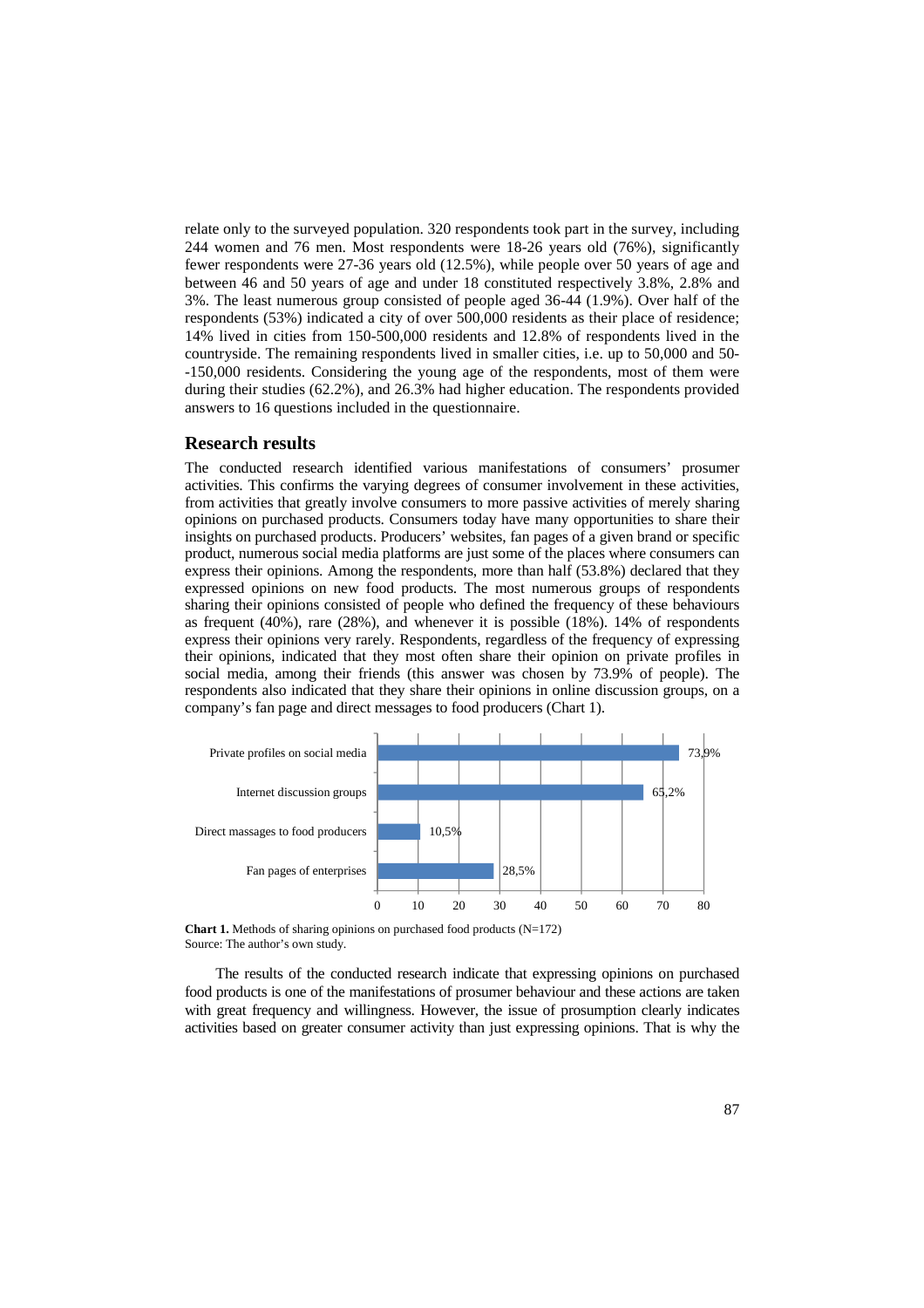relate only to the surveyed population. 320 respondents took part in the survey, including 244 women and 76 men. Most respondents were 18-26 years old (76%), significantly fewer respondents were 27-36 years old (12.5%), while people over 50 years of age and between 46 and 50 years of age and under 18 constituted respectively 3.8%, 2.8% and 3%. The least numerous group consisted of people aged 36-44 (1.9%). Over half of the respondents (53%) indicated a city of over 500,000 residents as their place of residence; 14% lived in cities from 150-500,000 residents and 12.8% of respondents lived in the countryside. The remaining respondents lived in smaller cities, i.e. up to 50,000 and 50--150,000 residents. Considering the young age of the respondents, most of them were during their studies (62.2%), and 26.3% had higher education. The respondents provided answers to 16 questions included in the questionnaire.

## Research results

The conducted research identified various manifestations of consumers' prosumer activities. This confirms the varying degrees of consumer involvement in these activities, from activities that greatly involve consumers to more passive activities of merely sharing opinions on purchased products. Consumers today have many opportunities to share their insights on purchased products. Producers' websites, fan pages of a given brand or specific product, numerous social media platforms are just some of the places where consumers can express their opinions. Among the respondents, more than half (53.8%) declared that they expressed opinions on new food products. The most numerous groups of respondents sharing their opinions consisted of people who defined the frequency of these behaviours as frequent (40%), rare (28%), and whenever it is possible (18%). 14% of respondents express their opinions very rarely. Respondents, regardless of the frequency of expressing their opinions, indicated that they most often share their opinion on private profiles in social media, among their friends (this answer was chosen by 73.9% of people). The respondents also indicated that they share their opinions in online discussion groups, on a company's fan page and direct messages to food producers (Chart 1).

| Method | % |
| --- | --- |
| Private profiles on social media | 73,9% |
| Internet discussion groups | 65,2% |
| Direct massages to food producers | 10,5% |
| Fan pages of enterprises | 28,5% |

**Chart 1.** Methods of sharing opinions on purchased food products (N=172)
Source: The author's own study.

The results of the conducted research indicate that expressing opinions on purchased food products is one of the manifestations of prosumer behaviour and these actions are taken with great frequency and willingness. However, the issue of prosumption clearly indicates activities based on greater consumer activity than just expressing opinions. That is why the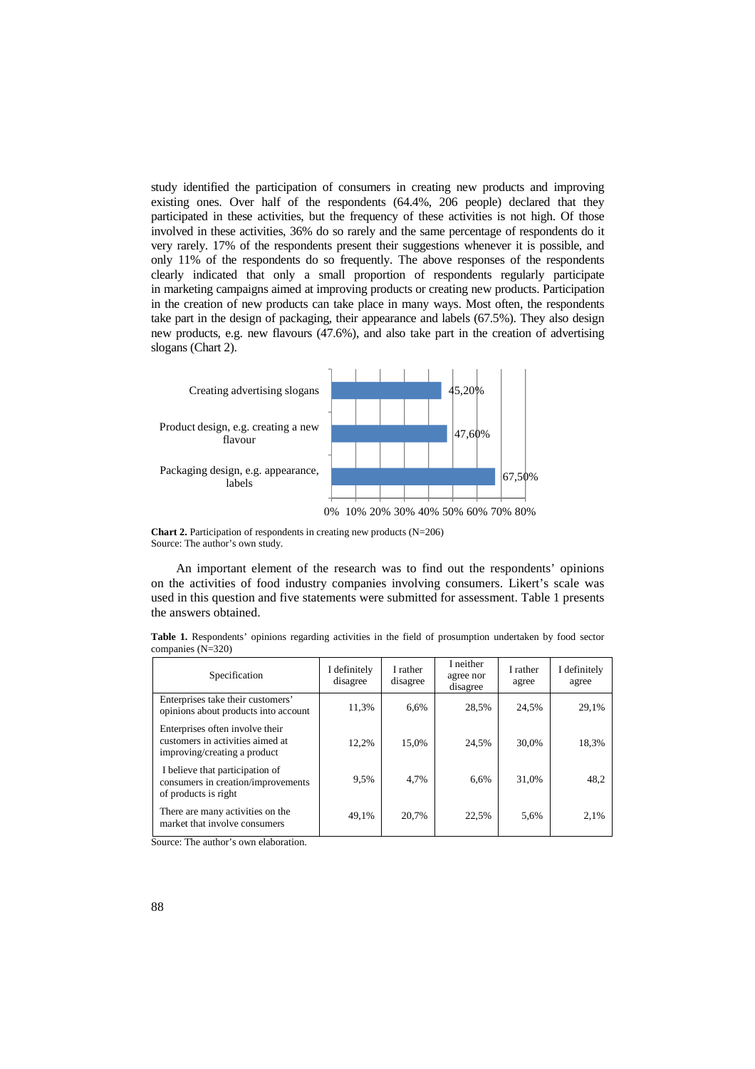study identified the participation of consumers in creating new products and improving existing ones. Over half of the respondents (64.4%, 206 people) declared that they participated in these activities, but the frequency of these activities is not high. Of those involved in these activities, 36% do so rarely and the same percentage of respondents do it very rarely. 17% of the respondents present their suggestions whenever it is possible, and only 11% of the respondents do so frequently. The above responses of the respondents clearly indicated that only a small proportion of respondents regularly participate in marketing campaigns aimed at improving products or creating new products. Participation in the creation of new products can take place in many ways. Most often, the respondents take part in the design of packaging, their appearance and labels (67.5%). They also design new products, e.g. new flavours (47.6%), and also take part in the creation of advertising slogans (Chart 2).

**Chart 2.** Participation of respondents in creating new products (N=206)
Source: The author's own study.

An important element of the research was to find out the respondents' opinions on the activities of food industry companies involving consumers. Likert's scale was used in this question and five statements were submitted for assessment. Table 1 presents the answers obtained.

**Table 1.** Respondents' opinions regarding activities in the field of prosumption undertaken by food sector companies (N=320)

| Specification | I definitely disagree | I rather disagree | I neither agree nor disagree | I rather agree | I definitely agree |
|---|---|---|---|---|---|
| Enterprises take their customers' opinions about products into account | 11,3% | 6,6% | 28,5% | 24,5% | 29,1% |
| Enterprises often involve their customers in activities aimed at improving/creating a product | 12,2% | 15,0% | 24,5% | 30,0% | 18,3% |
| I believe that participation of consumers in creation/improvements of products is right | 9,5% | 4,7% | 6,6% | 31,0% | 48,2 |
| There are many activities on the market that involve consumers | 49,1% | 20,7% | 22,5% | 5,6% | 2,1% |

Source: The author's own elaboration.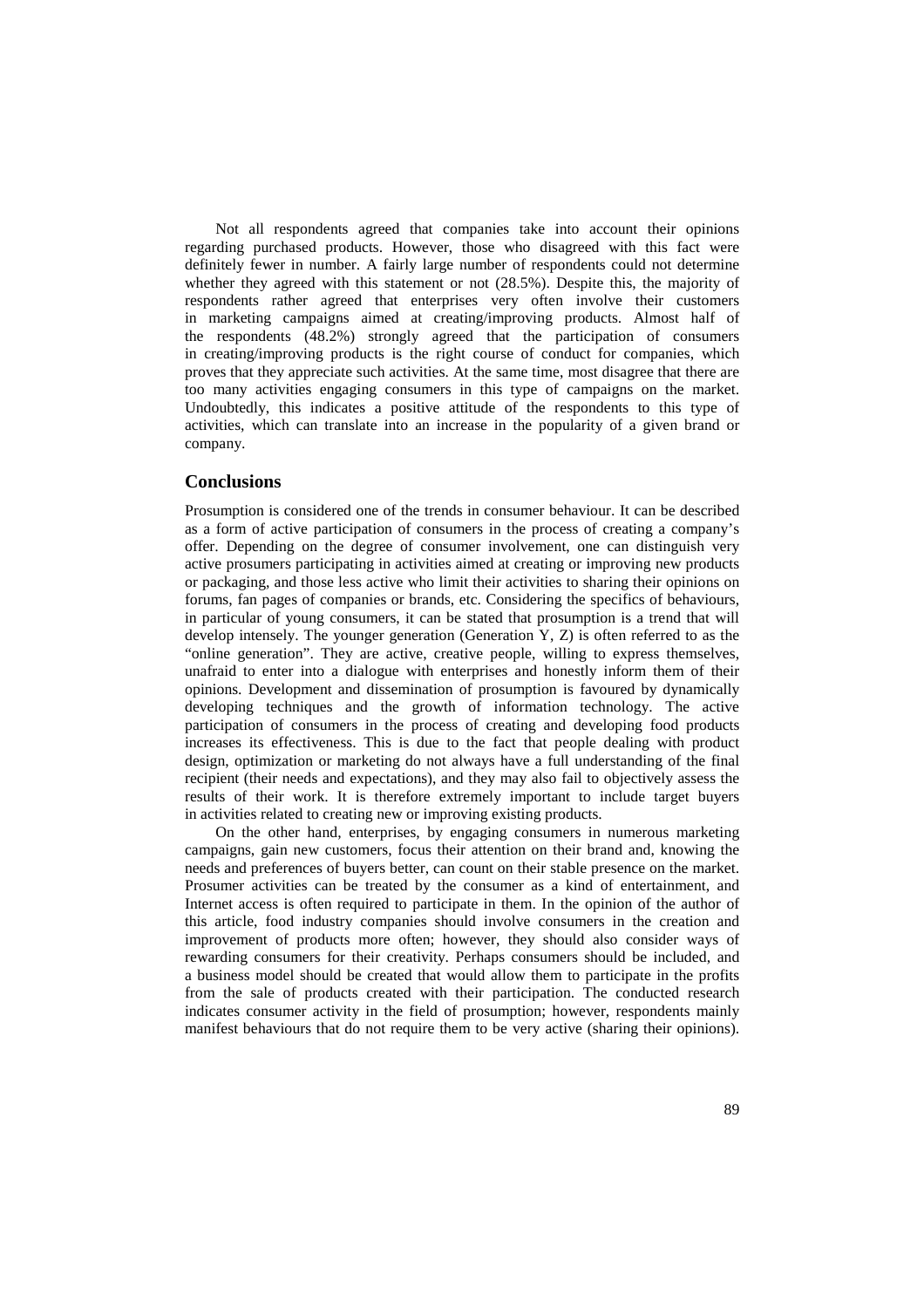Not all respondents agreed that companies take into account their opinions regarding purchased products. However, those who disagreed with this fact were definitely fewer in number. A fairly large number of respondents could not determine whether they agreed with this statement or not (28.5%). Despite this, the majority of respondents rather agreed that enterprises very often involve their customers in marketing campaigns aimed at creating/improving products. Almost half of the respondents (48.2%) strongly agreed that the participation of consumers in creating/improving products is the right course of conduct for companies, which proves that they appreciate such activities. At the same time, most disagree that there are too many activities engaging consumers in this type of campaigns on the market. Undoubtedly, this indicates a positive attitude of the respondents to this type of activities, which can translate into an increase in the popularity of a given brand or company.

## Conclusions

Prosumption is considered one of the trends in consumer behaviour. It can be described as a form of active participation of consumers in the process of creating a company's offer. Depending on the degree of consumer involvement, one can distinguish very active prosumers participating in activities aimed at creating or improving new products or packaging, and those less active who limit their activities to sharing their opinions on forums, fan pages of companies or brands, etc. Considering the specifics of behaviours, in particular of young consumers, it can be stated that prosumption is a trend that will develop intensely. The younger generation (Generation Y, Z) is often referred to as the "online generation". They are active, creative people, willing to express themselves, unafraid to enter into a dialogue with enterprises and honestly inform them of their opinions. Development and dissemination of prosumption is favoured by dynamically developing techniques and the growth of information technology. The active participation of consumers in the process of creating and developing food products increases its effectiveness. This is due to the fact that people dealing with product design, optimization or marketing do not always have a full understanding of the final recipient (their needs and expectations), and they may also fail to objectively assess the results of their work. It is therefore extremely important to include target buyers in activities related to creating new or improving existing products.

On the other hand, enterprises, by engaging consumers in numerous marketing campaigns, gain new customers, focus their attention on their brand and, knowing the needs and preferences of buyers better, can count on their stable presence on the market. Prosumer activities can be treated by the consumer as a kind of entertainment, and Internet access is often required to participate in them. In the opinion of the author of this article, food industry companies should involve consumers in the creation and improvement of products more often; however, they should also consider ways of rewarding consumers for their creativity. Perhaps consumers should be included, and a business model should be created that would allow them to participate in the profits from the sale of products created with their participation. The conducted research indicates consumer activity in the field of prosumption; however, respondents mainly manifest behaviours that do not require them to be very active (sharing their opinions).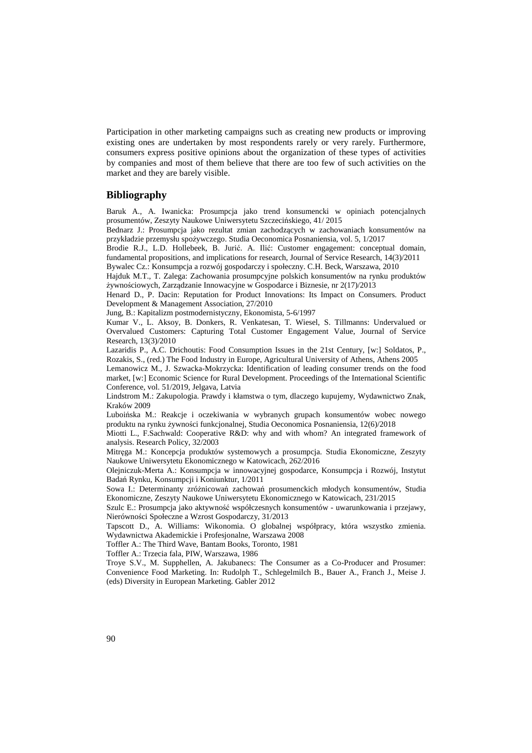Participation in other marketing campaigns such as creating new products or improving existing ones are undertaken by most respondents rarely or very rarely. Furthermore, consumers express positive opinions about the organization of these types of activities by companies and most of them believe that there are too few of such activities on the market and they are barely visible.

## Bibliography

Baruk A., A. Iwanicka: Prosumpcja jako trend konsumencki w opiniach potencjalnych prosumentów, Zeszyty Naukowe Uniwersytetu Szczecińskiego, 41/ 2015

Bednarz J.: Prosumpcja jako rezultat zmian zachodzących w zachowaniach konsumentów na przykładzie przemysłu spożywczego. Studia Oeconomica Posnaniensia, vol. 5, 1/2017

Brodie R.J., L.D. Hollebeek, B. Jurić. A. Ilić: Customer engagement: conceptual domain, fundamental propositions, and implications for research, Journal of Service Research, 14(3)/2011

Bywalec Cz.: Konsumpcja a rozwój gospodarczy i społeczny. C.H. Beck, Warszawa, 2010

Hajduk M.T., T. Zalega: Zachowania prosumpcyjne polskich konsumentów na rynku produktów żywnościowych, Zarządzanie Innowacyjne w Gospodarce i Biznesie, nr 2(17)/2013

Henard D., P. Dacin: Reputation for Product Innovations: Its Impact on Consumers. Product Development & Management Association, 27/2010

Jung, B.: Kapitalizm postmodernistyczny, Ekonomista, 5-6/1997

Kumar V., L. Aksoy, B. Donkers, R. Venkatesan, T. Wiesel, S. Tillmanns: Undervalued or Overvalued Customers: Capturing Total Customer Engagement Value, Journal of Service Research, 13(3)/2010

Lazaridis P., A.C. Drichoutis: Food Consumption Issues in the 21st Century, [w:] Soldatos, P., Rozakis, S., (red.) The Food Industry in Europe, Agricultural University of Athens, Athens 2005

Lemanowicz M., J. Szwacka-Mokrzycka: Identification of leading consumer trends on the food market, [w:] Economic Science for Rural Development. Proceedings of the International Scientific Conference, vol. 51/2019, Jelgava, Latvia

Lindstrom M.: Zakupologia. Prawdy i kłamstwa o tym, dlaczego kupujemy, Wydawnictwo Znak, Kraków 2009

Luboińska M.: Reakcje i oczekiwania w wybranych grupach konsumentów wobec nowego produktu na rynku żywności funkcjonalnej, Studia Oeconomica Posnaniensia, 12(6)/2018

Miotti L., F.Sachwald: Cooperative R&D: why and with whom? An integrated framework of analysis. Research Policy, 32/2003

Mitręga M.: Koncepcja produktów systemowych a prosumpcja. Studia Ekonomiczne, Zeszyty Naukowe Uniwersytetu Ekonomicznego w Katowicach, 262/2016

Olejniczuk-Merta A.: Konsumpcja w innowacyjnej gospodarce, Konsumpcja i Rozwój, Instytut Badań Rynku, Konsumpcji i Koniunktur, 1/2011

Sowa I.: Determinanty zróżnicowań zachowań prosumenckich młodych konsumentów, Studia Ekonomiczne, Zeszyty Naukowe Uniwersytetu Ekonomicznego w Katowicach, 231/2015

Szulc E.: Prosumpcja jako aktywność współczesnych konsumentów - uwarunkowania i przejawy, Nierówności Społeczne a Wzrost Gospodarczy, 31/2013

Tapscott D., A. Williams: Wikonomia. O globalnej współpracy, która wszystko zmienia. Wydawnictwa Akademickie i Profesjonalne, Warszawa 2008

Toffler A.: The Third Wave, Bantam Books, Toronto, 1981

Toffler A.: Trzecia fala, PIW, Warszawa, 1986

Troye S.V., M. Supphellen, A. Jakubanecs: The Consumer as a Co-Producer and Prosumer: Convenience Food Marketing. In: Rudolph T., Schlegelmilch B., Bauer A., Franch J., Meise J. (eds) Diversity in European Marketing. Gabler 2012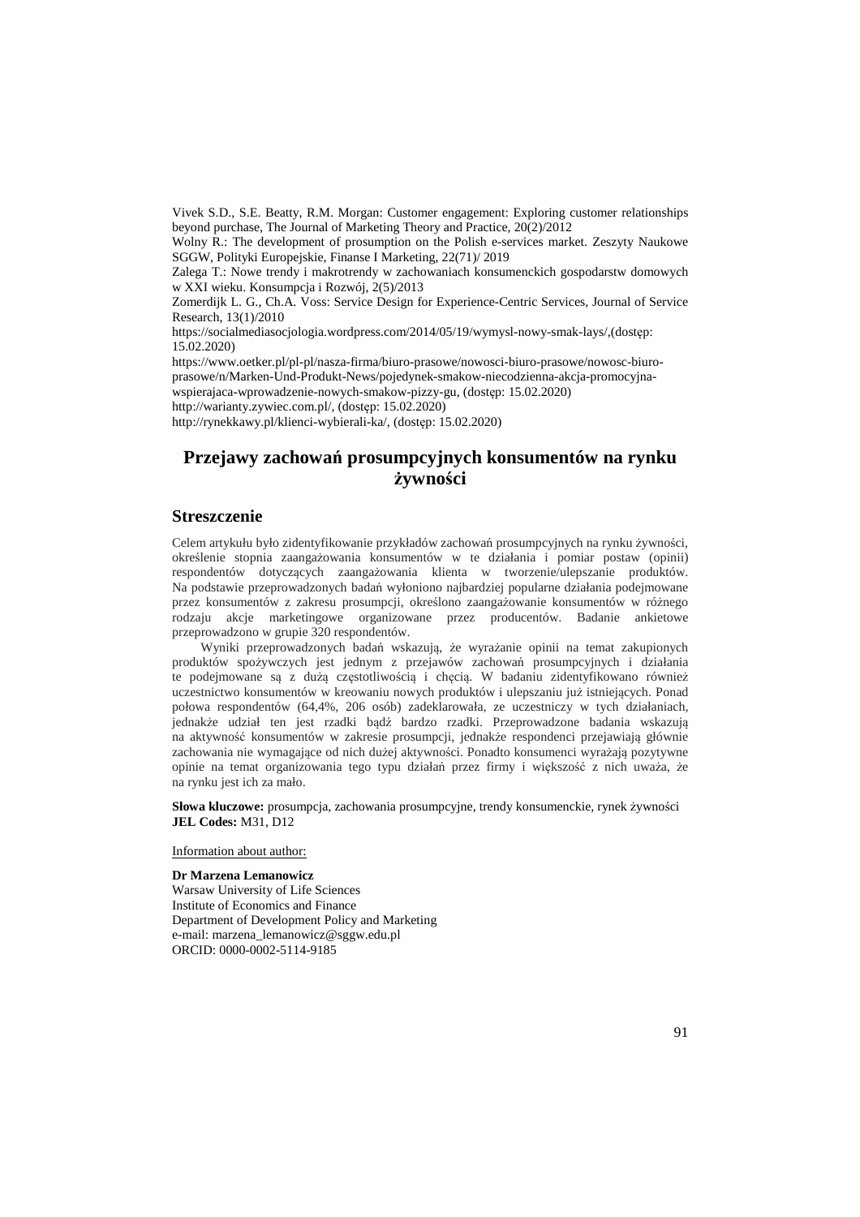Vivek S.D., S.E. Beatty, R.M. Morgan: Customer engagement: Exploring customer relationships beyond purchase, The Journal of Marketing Theory and Practice, 20(2)/2012

Wolny R.: The development of prosumption on the Polish e-services market. Zeszyty Naukowe SGGW, Polityki Europejskie, Finanse I Marketing, 22(71)/ 2019

Zalega T.: Nowe trendy i makrotrendy w zachowaniach konsumenckich gospodarstw domowych w XXI wieku. Konsumpcja i Rozwój, 2(5)/2013

Zomerdijk L. G., Ch.A. Voss: Service Design for Experience-Centric Services, Journal of Service Research, 13(1)/2010

https://socialmediasocjologia.wordpress.com/2014/05/19/wymysl-nowy-smak-lays/,(dostęp: 15.02.2020)

https://www.oetker.pl/pl-pl/nasza-firma/biuro-prasowe/nowosci-biuro-prasowe/nowosc-biuro-prasowe/n/Marken-Und-Produkt-News/pojedynek-smakow-niecodzienna-akcja-promocyjna-wspierajaca-wprowadzenie-nowych-smakow-pizzy-gu, (dostęp: 15.02.2020)

http://warianty.zywiec.com.pl/, (dostęp: 15.02.2020)

http://rynekkawy.pl/klienci-wybierali-ka/, (dostęp: 15.02.2020)

# Przejawy zachowań prosumpcyjnych konsumentów na rynku żywności

## Streszczenie

Celem artykułu było zidentyfikowanie przykładów zachowań prosumpcyjnych na rynku żywności, określenie stopnia zaangażowania konsumentów w te działania i pomiar postaw (opinii) respondentów dotyczących zaangażowania klienta w tworzenie/ulepszanie produktów. Na podstawie przeprowadzonych badań wyłoniono najbardziej popularne działania podejmowane przez konsumentów z zakresu prosumpcji, określono zaangażowanie konsumentów w różnego rodzaju akcje marketingowe organizowane przez producentów. Badanie ankietowe przeprowadzono w grupie 320 respondentów.

Wyniki przeprowadzonych badań wskazują, że wyrażanie opinii na temat zakupionych produktów spożywczych jest jednym z przejawów zachowań prosumpcyjnych i działania te podejmowane są z dużą częstotliwością i chęcią. W badaniu zidentyfikowano również uczestnictwo konsumentów w kreowaniu nowych produktów i ulepszaniu już istniejących. Ponad połowa respondentów (64,4%, 206 osób) zadeklarowała, ze uczestniczy w tych działaniach, jednakże udział ten jest rzadki bądź bardzo rzadki. Przeprowadzone badania wskazują na aktywność konsumentów w zakresie prosumpcji, jednakże respondenci przejawiają głównie zachowania nie wymagające od nich dużej aktywności. Ponadto konsumenci wyrażają pozytywne opinie na temat organizowania tego typu działań przez firmy i większość z nich uważa, że na rynku jest ich za mało.

**Słowa kluczowe:** prosumpcja, zachowania prosumpcyjne, trendy konsumenckie, rynek żywności
**JEL Codes:** M31, D12

Information about author:

**Dr Marzena Lemanowicz**
Warsaw University of Life Sciences
Institute of Economics and Finance
Department of Development Policy and Marketing
e-mail: marzena_lemanowicz@sggw.edu.pl
ORCID: 0000-0002-5114-9185